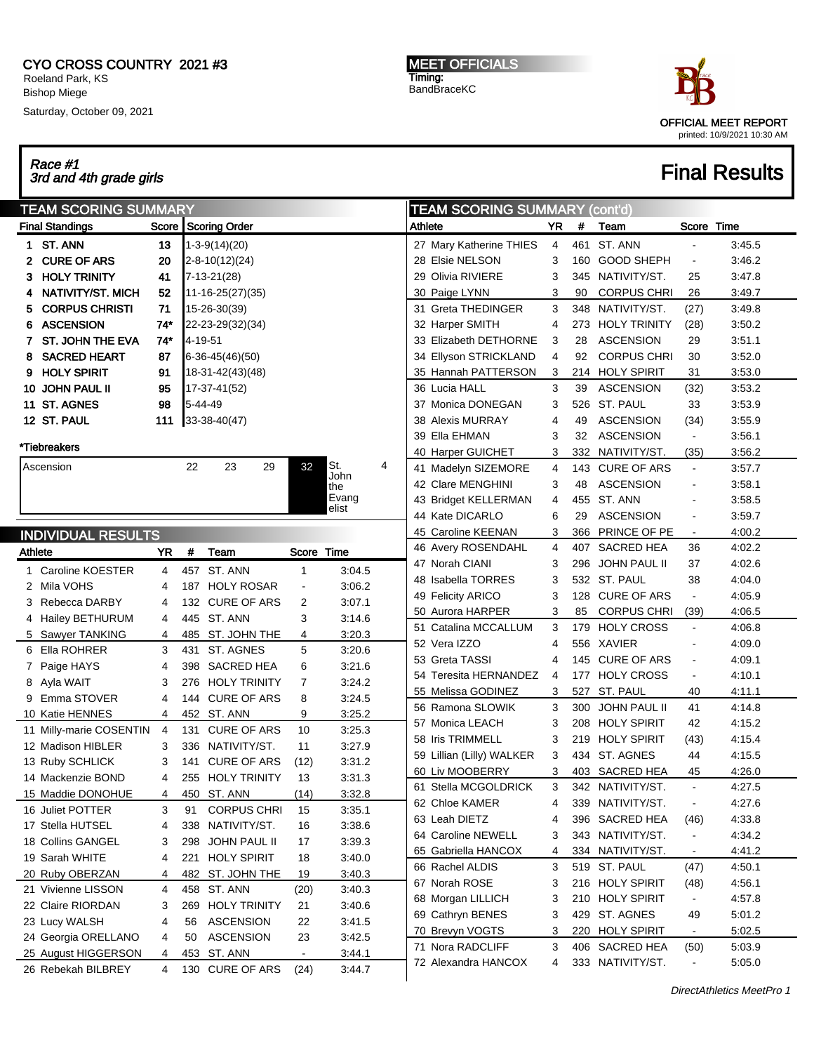CYO CROSS COUNTRY 2021 #3
Roeland Park, KS
Bishop Miege
Saturday, October 09, 2021

MEET OFFICIALS
Timing:
BandBraceKC

OFFICIAL MEET REPORT
printed: 10/9/2021 10:30 AM

*Race #1*
*3rd and 4th grade girls*

# Final Results

## TEAM SCORING SUMMARY

| Final Standings | Score | Scoring Order |
|---|---|---|
| 1 ST. ANN | 13 | 1-3-9(14)(20) |
| 2 CURE OF ARS | 20 | 2-8-10(12)(24) |
| 3 HOLY TRINITY | 41 | 7-13-21(28) |
| 4 NATIVITY/ST. MICH | 52 | 11-16-25(27)(35) |
| 5 CORPUS CHRISTI | 71 | 15-26-30(39) |
| 6 ASCENSION | 74* | 22-23-29(32)(34) |
| 7 ST. JOHN THE EVA | 74* | 4-19-51 |
| 8 SACRED HEART | 87 | 6-36-45(46)(50) |
| 9 HOLY SPIRIT | 91 | 18-31-42(43)(48) |
| 10 JOHN PAUL II | 95 | 17-37-41(52) |
| 11 ST. AGNES | 98 | 5-44-49 |
| 12 ST. PAUL | 111 | 33-38-40(47) |

*Tiebreakers

| Ascension | 22 | 23 | 29 | 32 | St. John the Evangelist | 4 |
|---|---|---|---|---|---|---|

## INDIVIDUAL RESULTS

| Athlete | YR | # | Team | Score | Time |
|---|---|---|---|---|---|
| 1 Caroline KOESTER | 4 | 457 | ST. ANN | 1 | 3:04.5 |
| 2 Mila VOHS | 4 | 187 | HOLY ROSAR | - | 3:06.2 |
| 3 Rebecca DARBY | 4 | 132 | CURE OF ARS | 2 | 3:07.1 |
| 4 Hailey BETHURUM | 4 | 445 | ST. ANN | 3 | 3:14.6 |
| 5 Sawyer TANKING | 4 | 485 | ST. JOHN THE | 4 | 3:20.3 |
| 6 Ella ROHRER | 3 | 431 | ST. AGNES | 5 | 3:20.6 |
| 7 Paige HAYS | 4 | 398 | SACRED HEA | 6 | 3:21.6 |
| 8 Ayla WAIT | 3 | 276 | HOLY TRINITY | 7 | 3:24.2 |
| 9 Emma STOVER | 4 | 144 | CURE OF ARS | 8 | 3:24.5 |
| 10 Katie HENNES | 4 | 452 | ST. ANN | 9 | 3:25.2 |
| 11 Milly-marie COSENTIN | 4 | 131 | CURE OF ARS | 10 | 3:25.3 |
| 12 Madison HIBLER | 3 | 336 | NATIVITY/ST. | 11 | 3:27.9 |
| 13 Ruby SCHLICK | 3 | 141 | CURE OF ARS | (12) | 3:31.2 |
| 14 Mackenzie BOND | 4 | 255 | HOLY TRINITY | 13 | 3:31.3 |
| 15 Maddie DONOHUE | 4 | 450 | ST. ANN | (14) | 3:32.8 |
| 16 Juliet POTTER | 3 | 91 | CORPUS CHRI | 15 | 3:35.1 |
| 17 Stella HUTSEL | 4 | 338 | NATIVITY/ST. | 16 | 3:38.6 |
| 18 Collins GANGEL | 3 | 298 | JOHN PAUL II | 17 | 3:39.3 |
| 19 Sarah WHITE | 4 | 221 | HOLY SPIRIT | 18 | 3:40.0 |
| 20 Ruby OBERZAN | 4 | 482 | ST. JOHN THE | 19 | 3:40.3 |
| 21 Vivienne LISSON | 4 | 458 | ST. ANN | (20) | 3:40.3 |
| 22 Claire RIORDAN | 3 | 269 | HOLY TRINITY | 21 | 3:40.6 |
| 23 Lucy WALSH | 4 | 56 | ASCENSION | 22 | 3:41.5 |
| 24 Georgia ORELLANO | 4 | 50 | ASCENSION | 23 | 3:42.5 |
| 25 August HIGGERSON | 4 | 453 | ST. ANN | - | 3:44.1 |
| 26 Rebekah BILBREY | 4 | 130 | CURE OF ARS | (24) | 3:44.7 |
| 27 Mary Katherine THIES | 4 | 461 | ST. ANN | - | 3:45.5 |
| 28 Elsie NELSON | 3 | 160 | GOOD SHEPH | - | 3:46.2 |
| 29 Olivia RIVIERE | 3 | 345 | NATIVITY/ST. | 25 | 3:47.8 |
| 30 Paige LYNN | 3 | 90 | CORPUS CHRI | 26 | 3:49.7 |
| 31 Greta THEDINGER | 3 | 348 | NATIVITY/ST. | (27) | 3:49.8 |
| 32 Harper SMITH | 4 | 273 | HOLY TRINITY | (28) | 3:50.2 |
| 33 Elizabeth DETHORNE | 3 | 28 | ASCENSION | 29 | 3:51.1 |
| 34 Ellyson STRICKLAND | 4 | 92 | CORPUS CHRI | 30 | 3:52.0 |
| 35 Hannah PATTERSON | 3 | 214 | HOLY SPIRIT | 31 | 3:53.0 |
| 36 Lucia HALL | 3 | 39 | ASCENSION | (32) | 3:53.2 |
| 37 Monica DONEGAN | 3 | 526 | ST. PAUL | 33 | 3:53.9 |
| 38 Alexis MURRAY | 4 | 49 | ASCENSION | (34) | 3:55.9 |
| 39 Ella EHMAN | 3 | 32 | ASCENSION | - | 3:56.1 |
| 40 Harper GUICHET | 3 | 332 | NATIVITY/ST. | (35) | 3:56.2 |
| 41 Madelyn SIZEMORE | 4 | 143 | CURE OF ARS | - | 3:57.7 |
| 42 Clare MENGHINI | 3 | 48 | ASCENSION | - | 3:58.1 |
| 43 Bridget KELLERMAN | 4 | 455 | ST. ANN | - | 3:58.5 |
| 44 Kate DICARLO | 6 | 29 | ASCENSION | - | 3:59.7 |
| 45 Caroline KEENAN | 3 | 366 | PRINCE OF PE | - | 4:00.2 |
| 46 Avery ROSENDAHL | 4 | 407 | SACRED HEA | 36 | 4:02.2 |
| 47 Norah CIANI | 3 | 296 | JOHN PAUL II | 37 | 4:02.6 |
| 48 Isabella TORRES | 3 | 532 | ST. PAUL | 38 | 4:04.0 |
| 49 Felicity ARICO | 3 | 128 | CURE OF ARS | - | 4:05.9 |
| 50 Aurora HARPER | 3 | 85 | CORPUS CHRI | (39) | 4:06.5 |
| 51 Catalina MCCALLUM | 3 | 179 | HOLY CROSS | - | 4:06.8 |
| 52 Vera IZZO | 4 | 556 | XAVIER | - | 4:09.0 |
| 53 Greta TASSI | 4 | 145 | CURE OF ARS | - | 4:09.1 |
| 54 Teresita HERNANDEZ | 4 | 177 | HOLY CROSS | - | 4:10.1 |
| 55 Melissa GODINEZ | 3 | 527 | ST. PAUL | 40 | 4:11.1 |
| 56 Ramona SLOWIK | 3 | 300 | JOHN PAUL II | 41 | 4:14.8 |
| 57 Monica LEACH | 3 | 208 | HOLY SPIRIT | 42 | 4:15.2 |
| 58 Iris TRIMMELL | 3 | 219 | HOLY SPIRIT | (43) | 4:15.4 |
| 59 Lillian (Lilly) WALKER | 3 | 434 | ST. AGNES | 44 | 4:15.5 |
| 60 Liv MOOBERRY | 3 | 403 | SACRED HEA | 45 | 4:26.0 |
| 61 Stella MCGOLDRICK | 3 | 342 | NATIVITY/ST. | - | 4:27.5 |
| 62 Chloe KAMER | 4 | 339 | NATIVITY/ST. | - | 4:27.6 |
| 63 Leah DIETZ | 4 | 396 | SACRED HEA | (46) | 4:33.8 |
| 64 Caroline NEWELL | 3 | 343 | NATIVITY/ST. | - | 4:34.2 |
| 65 Gabriella HANCOX | 4 | 334 | NATIVITY/ST. | - | 4:41.2 |
| 66 Rachel ALDIS | 3 | 519 | ST. PAUL | (47) | 4:50.1 |
| 67 Norah ROSE | 3 | 216 | HOLY SPIRIT | (48) | 4:56.1 |
| 68 Morgan LILLICH | 3 | 210 | HOLY SPIRIT | - | 4:57.8 |
| 69 Cathryn BENES | 3 | 429 | ST. AGNES | 49 | 5:01.2 |
| 70 Brevyn VOGTS | 3 | 220 | HOLY SPIRIT | - | 5:02.5 |
| 71 Nora RADCLIFF | 3 | 406 | SACRED HEA | (50) | 5:03.9 |
| 72 Alexandra HANCOX | 4 | 333 | NATIVITY/ST. | - | 5:05.0 |

*DirectAthletics MeetPro 1*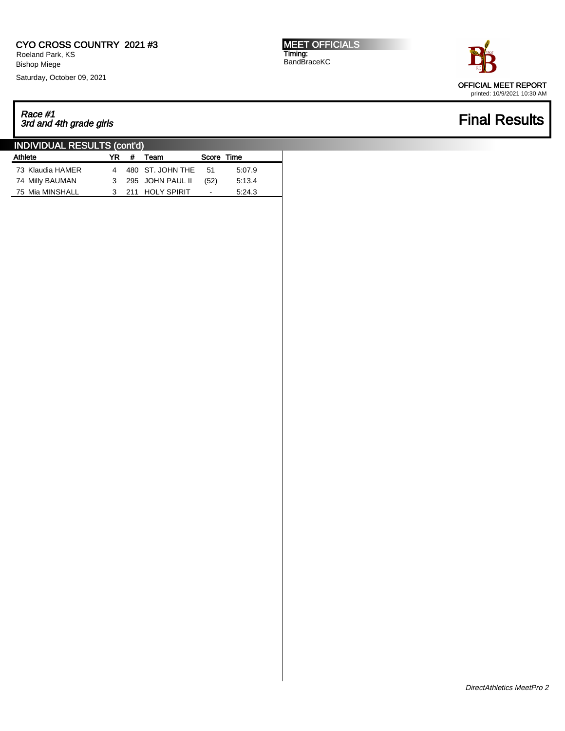CYO CROSS COUNTRY 2021 #3
Roeland Park, KS
Bishop Miege
Saturday, October 09, 2021

**MEET OFFICIALS**
Timing:
BandBraceKC

OFFICIAL MEET REPORT
printed: 10/9/2021 10:30 AM

*Race #1*
*3rd and 4th grade girls*

## Final Results

### INDIVIDUAL RESULTS (cont'd)

| Athlete | YR | # | Team | Score | Time |
|---|---|---|---|---|---|
| 73 Klaudia HAMER | 4 | 480 | ST. JOHN THE | 51 | 5:07.9 |
| 74 Milly BAUMAN | 3 | 295 | JOHN PAUL II | (52) | 5:13.4 |
| 75 Mia MINSHALL | 3 | 211 | HOLY SPIRIT | - | 5:24.3 |

*DirectAthletics MeetPro 2*